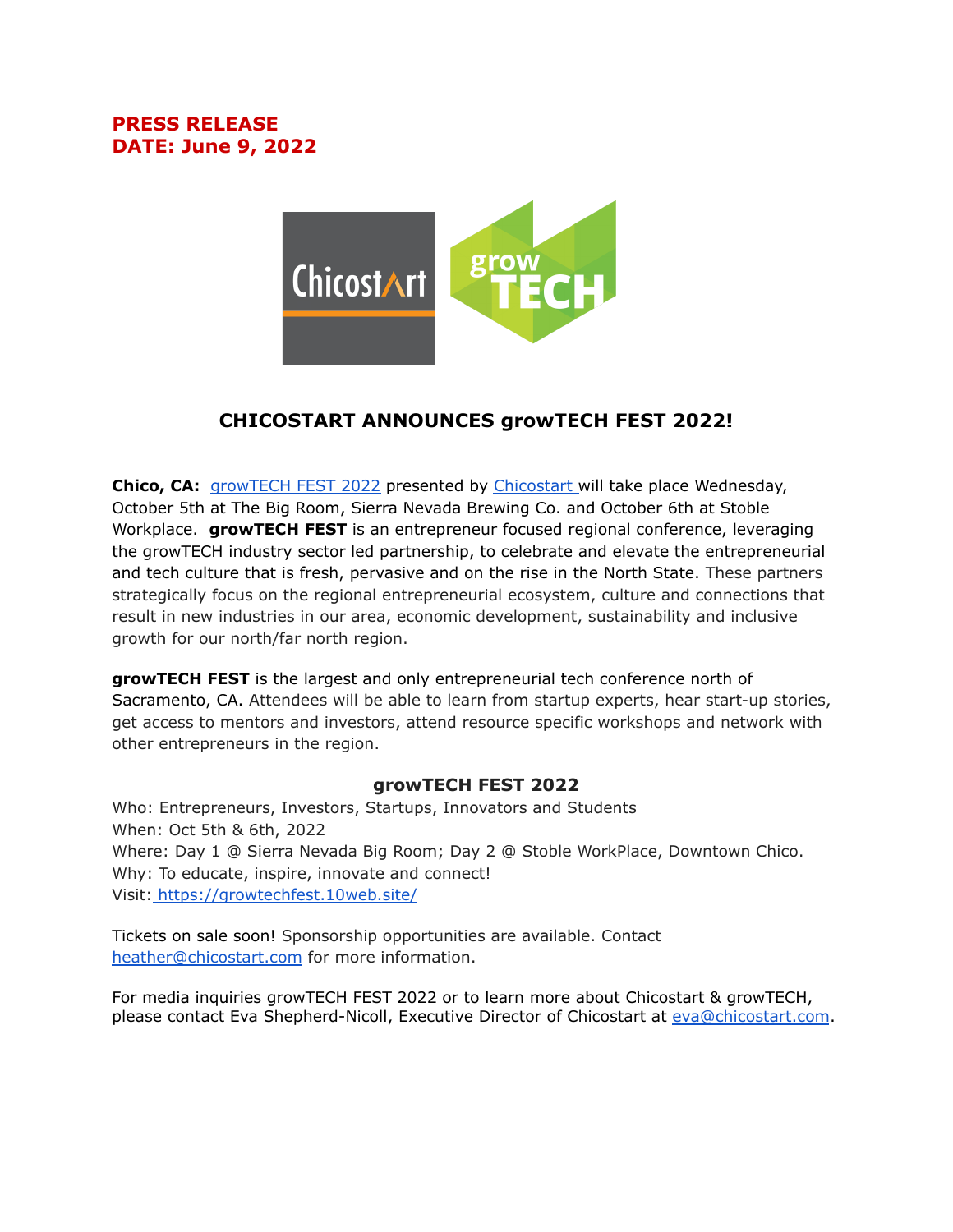**PRESS RELEASE**
**DATE: June 9, 2022**

## CHICOSTART ANNOUNCES growTECH FEST 2022!

**Chico, CA:** growTECH FEST 2022 presented by Chicostart will take place Wednesday, October 5th at The Big Room, Sierra Nevada Brewing Co. and October 6th at Stoble Workplace. **growTECH FEST** is an entrepreneur focused regional conference, leveraging the growTECH industry sector led partnership, to celebrate and elevate the entrepreneurial and tech culture that is fresh, pervasive and on the rise in the North State. These partners strategically focus on the regional entrepreneurial ecosystem, culture and connections that result in new industries in our area, economic development, sustainability and inclusive growth for our north/far north region.

**growTECH FEST** is the largest and only entrepreneurial tech conference north of Sacramento, CA. Attendees will be able to learn from startup experts, hear start-up stories, get access to mentors and investors, attend resource specific workshops and network with other entrepreneurs in the region.

### growTECH FEST 2022

Who: Entrepreneurs, Investors, Startups, Innovators and Students
When: Oct 5th & 6th, 2022
Where: Day 1 @ Sierra Nevada Big Room; Day 2 @ Stoble WorkPlace, Downtown Chico.
Why: To educate, inspire, innovate and connect!
Visit: https://growtechfest.10web.site/

Tickets on sale soon! Sponsorship opportunities are available. Contact heather@chicostart.com for more information.

For media inquiries growTECH FEST 2022 or to learn more about Chicostart & growTECH, please contact Eva Shepherd-Nicoll, Executive Director of Chicostart at eva@chicostart.com.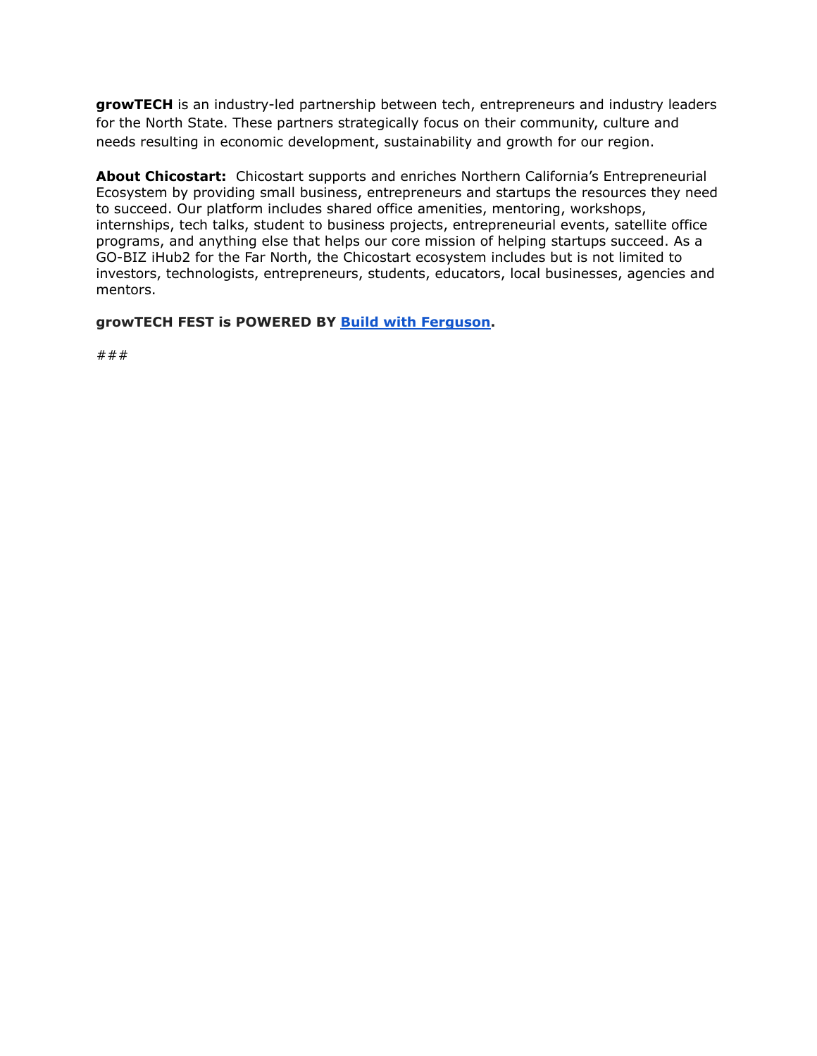**growTECH** is an industry-led partnership between tech, entrepreneurs and industry leaders for the North State. These partners strategically focus on their community, culture and needs resulting in economic development, sustainability and growth for our region.

**About Chicostart:** Chicostart supports and enriches Northern California's Entrepreneurial Ecosystem by providing small business, entrepreneurs and startups the resources they need to succeed. Our platform includes shared office amenities, mentoring, workshops, internships, tech talks, student to business projects, entrepreneurial events, satellite office programs, and anything else that helps our core mission of helping startups succeed. As a GO-BIZ iHub2 for the Far North, the Chicostart ecosystem includes but is not limited to investors, technologists, entrepreneurs, students, educators, local businesses, agencies and mentors.

**growTECH FEST is POWERED BY [Build with Ferguson].**

###